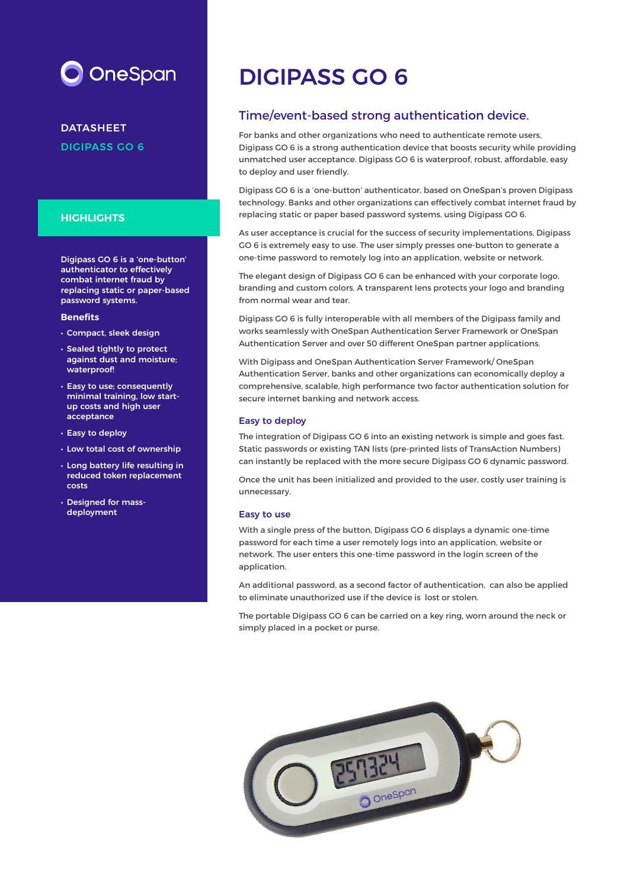OneSpan

DATASHEET

DIGIPASS GO 6

## HIGHLIGHTS

**Digipass GO 6 is a 'one-button' authenticator to effectively combat internet fraud by replacing static or paper-based password systems.**

### Benefits

- Compact, sleek design
- Sealed tightly to protect against dust and moisture; waterproof!
- Easy to use; consequently minimal training, low start-up costs and high user acceptance
- Easy to deploy
- Low total cost of ownership
- Long battery life resulting in reduced token replacement costs
- Designed for mass-deployment

# DIGIPASS GO 6

## Time/event-based strong authentication device.

For banks and other organizations who need to authenticate remote users, Digipass GO 6 is a strong authentication device that boosts security while providing unmatched user acceptance. Digipass GO 6 is waterproof, robust, affordable, easy to deploy and user friendly.

Digipass GO 6 is a 'one-button' authenticator, based on OneSpan's proven Digipass technology. Banks and other organizations can effectively combat internet fraud by replacing static or paper based password systems, using Digipass GO 6.

As user acceptance is crucial for the success of security implementations, Digipass GO 6 is extremely easy to use. The user simply presses one-button to generate a one-time password to remotely log into an application, website or network.

The elegant design of Digipass GO 6 can be enhanced with your corporate logo, branding and custom colors. A transparent lens protects your logo and branding from normal wear and tear.

Digipass GO 6 is fully interoperable with all members of the Digipass family and works seamlessly with OneSpan Authentication Server Framework or OneSpan Authentication Server and over 50 different OneSpan partner applications.

With Digipass and OneSpan Authentication Server Framework/ OneSpan Authentication Server, banks and other organizations can economically deploy a comprehensive, scalable, high performance two factor authentication solution for secure internet banking and network access.

### Easy to deploy

The integration of Digipass GO 6 into an existing network is simple and goes fast. Static passwords or existing TAN lists (pre-printed lists of TransAction Numbers) can instantly be replaced with the more secure Digipass GO 6 dynamic password.

Once the unit has been initialized and provided to the user, costly user training is unnecessary.

### Easy to use

With a single press of the button, Digipass GO 6 displays a dynamic one-time password for each time a user remotely logs into an application, website or network. The user enters this one-time password in the login screen of the application.

An additional password, as a second factor of authentication, can also be applied to eliminate unauthorized use if the device is lost or stolen.

The portable Digipass GO 6 can be carried on a key ring, worn around the neck or simply placed in a pocket or purse.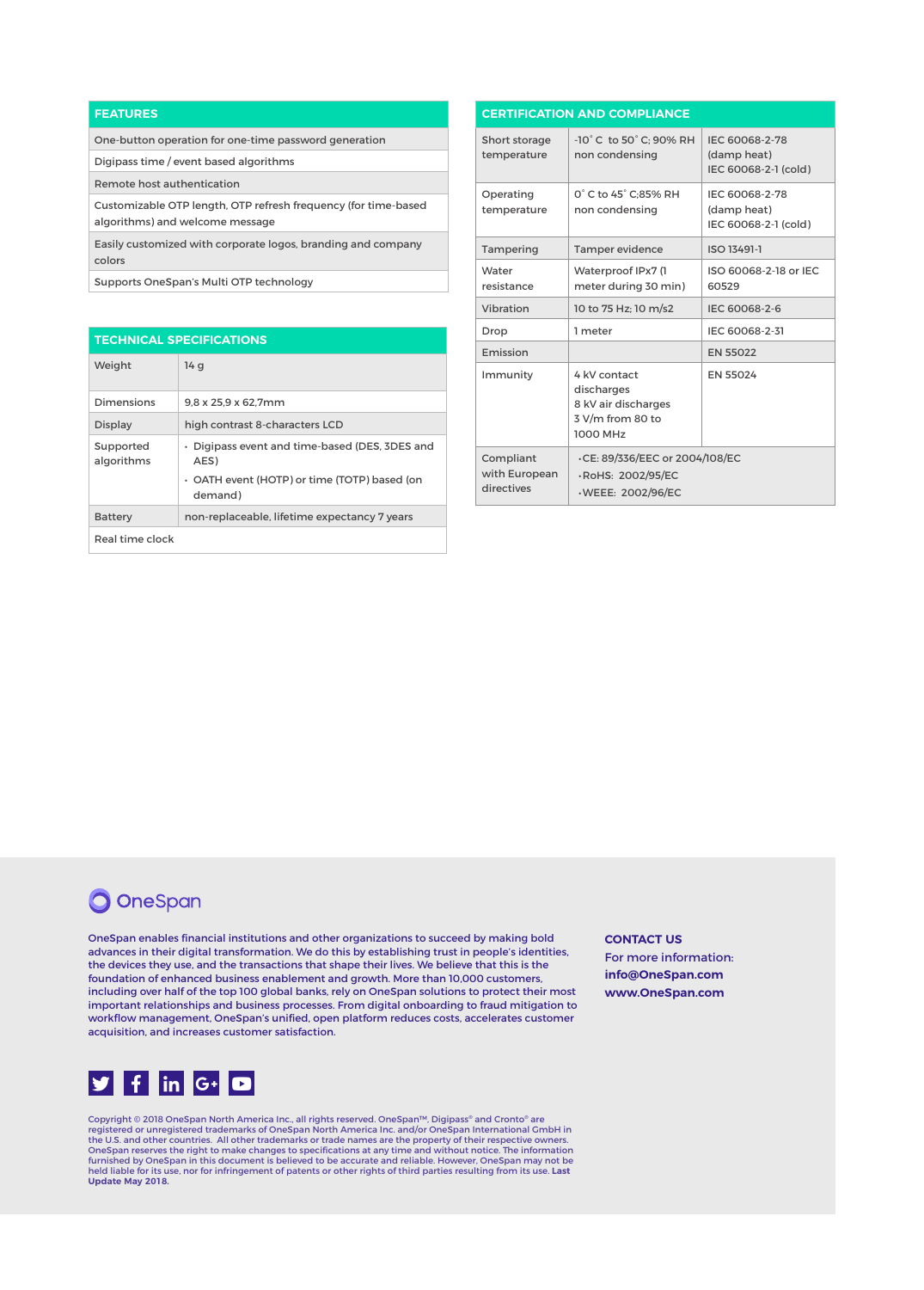## FEATURES

| |
|---|
| One-button operation for one-time password generation |
| Digipass time / event based algorithms |
| Remote host authentication |
| Customizable OTP length, OTP refresh frequency (for time-based algorithms) and welcome message |
| Easily customized with corporate logos, branding and company colors |
| Supports OneSpan's Multi OTP technology |

## TECHNICAL SPECIFICATIONS

| | |
|---|---|
| Weight | 14 g |
| Dimensions | 9,8 x 25,9 x 62,7mm |
| Display | high contrast 8-characters LCD |
| Supported algorithms | • Digipass event and time-based (DES, 3DES and AES)<br>• OATH event (HOTP) or time (TOTP) based (on demand) |
| Battery | non-replaceable, lifetime expectancy 7 years |
| Real time clock | |

## CERTIFICATION AND COMPLIANCE

| | | |
|---|---|---|
| Short storage temperature | -10° C to 50° C; 90% RH non condensing | IEC 60068-2-78 (damp heat)<br>IEC 60068-2-1 (cold) |
| Operating temperature | 0° C to 45° C;85% RH non condensing | IEC 60068-2-78 (damp heat)<br>IEC 60068-2-1 (cold) |
| Tampering | Tamper evidence | ISO 13491-1 |
| Water resistance | Waterproof IPx7 (1 meter during 30 min) | ISO 60068-2-18 or IEC 60529 |
| Vibration | 10 to 75 Hz; 10 m/s2 | IEC 60068-2-6 |
| Drop | 1 meter | IEC 60068-2-31 |
| Emission | | EN 55022 |
| Immunity | 4 kV contact discharges<br>8 kV air discharges<br>3 V/m from 80 to 1000 MHz | EN 55024 |
| Compliant with European directives | •CE: 89/336/EEC or 2004/108/EC<br>•RoHS: 2002/95/EC<br>•WEEE: 2002/96/EC | |

OneSpan

OneSpan enables financial institutions and other organizations to succeed by making bold advances in their digital transformation. We do this by establishing trust in people's identities, the devices they use, and the transactions that shape their lives. We believe that this is the foundation of enhanced business enablement and growth. More than 10,000 customers, including over half of the top 100 global banks, rely on OneSpan solutions to protect their most important relationships and business processes. From digital onboarding to fraud mitigation to workflow management, OneSpan's unified, open platform reduces costs, accelerates customer acquisition, and increases customer satisfaction.

**CONTACT US**

For more information:

**info@OneSpan.com**

**www.OneSpan.com**

Copyright © 2018 OneSpan North America Inc., all rights reserved. OneSpan™, Digipass® and Cronto® are registered or unregistered trademarks of OneSpan North America Inc. and/or OneSpan International GmbH in the U.S. and other countries. All other trademarks or trade names are the property of their respective owners. OneSpan reserves the right to make changes to specifications at any time and without notice. The information furnished by OneSpan in this document is believed to be accurate and reliable. However, OneSpan may not be held liable for its use, nor for infringement of patents or other rights of third parties resulting from its use. **Last Update May 2018.**